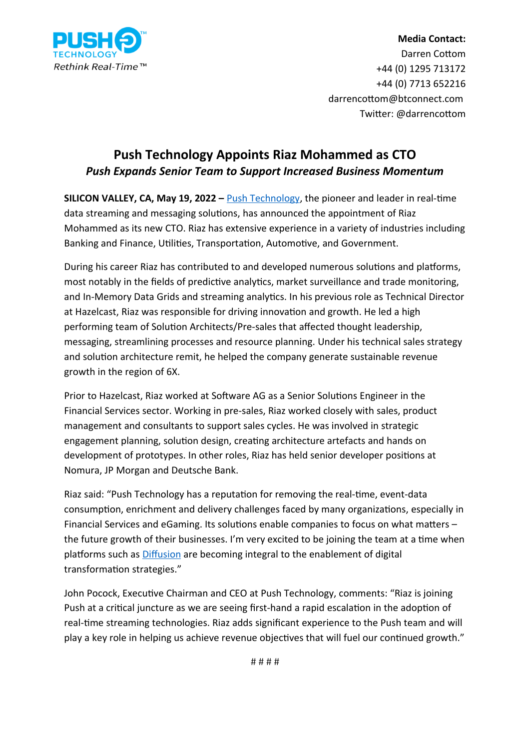PUSH TECHNOLOGY
*Rethink Real-Time™*

**Media Contact:**
Darren Cottom
+44 (0) 1295 713172
+44 (0) 7713 652216
darrencottom@btconnect.com
Twitter: @darrencottom

# Push Technology Appoints Riaz Mohammed as CTO

## *Push Expands Senior Team to Support Increased Business Momentum*

**SILICON VALLEY, CA, May 19, 2022 –** Push Technology, the pioneer and leader in real-time data streaming and messaging solutions, has announced the appointment of Riaz Mohammed as its new CTO. Riaz has extensive experience in a variety of industries including Banking and Finance, Utilities, Transportation, Automotive, and Government.

During his career Riaz has contributed to and developed numerous solutions and platforms, most notably in the fields of predictive analytics, market surveillance and trade monitoring, and In-Memory Data Grids and streaming analytics. In his previous role as Technical Director at Hazelcast, Riaz was responsible for driving innovation and growth. He led a high performing team of Solution Architects/Pre-sales that affected thought leadership, messaging, streamlining processes and resource planning. Under his technical sales strategy and solution architecture remit, he helped the company generate sustainable revenue growth in the region of 6X.

Prior to Hazelcast, Riaz worked at Software AG as a Senior Solutions Engineer in the Financial Services sector. Working in pre-sales, Riaz worked closely with sales, product management and consultants to support sales cycles. He was involved in strategic engagement planning, solution design, creating architecture artefacts and hands on development of prototypes. In other roles, Riaz has held senior developer positions at Nomura, JP Morgan and Deutsche Bank.

Riaz said: "Push Technology has a reputation for removing the real-time, event-data consumption, enrichment and delivery challenges faced by many organizations, especially in Financial Services and eGaming. Its solutions enable companies to focus on what matters – the future growth of their businesses. I'm very excited to be joining the team at a time when platforms such as Diffusion are becoming integral to the enablement of digital transformation strategies."

John Pocock, Executive Chairman and CEO at Push Technology, comments: "Riaz is joining Push at a critical juncture as we are seeing first-hand a rapid escalation in the adoption of real-time streaming technologies. Riaz adds significant experience to the Push team and will play a key role in helping us achieve revenue objectives that will fuel our continued growth."

# # # #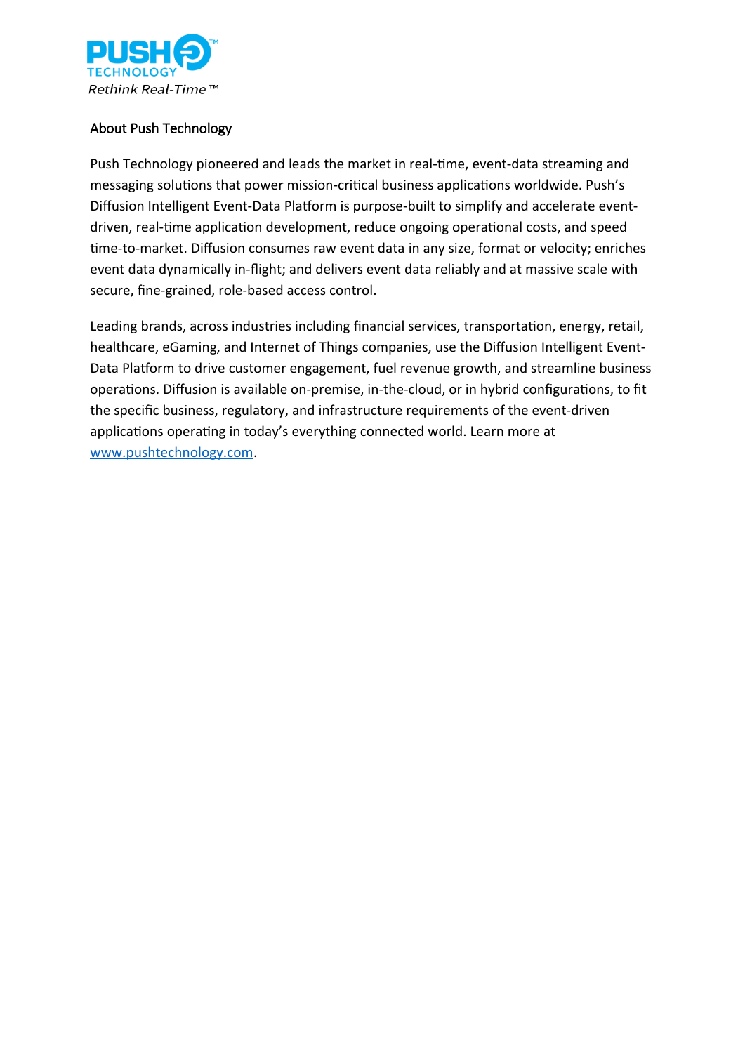PUSH TECHNOLOGY™
*Rethink Real-Time™*

## About Push Technology

Push Technology pioneered and leads the market in real-time, event-data streaming and messaging solutions that power mission-critical business applications worldwide. Push's Diffusion Intelligent Event-Data Platform is purpose-built to simplify and accelerate event-driven, real-time application development, reduce ongoing operational costs, and speed time-to-market. Diffusion consumes raw event data in any size, format or velocity; enriches event data dynamically in-flight; and delivers event data reliably and at massive scale with secure, fine-grained, role-based access control.

Leading brands, across industries including financial services, transportation, energy, retail, healthcare, eGaming, and Internet of Things companies, use the Diffusion Intelligent Event-Data Platform to drive customer engagement, fuel revenue growth, and streamline business operations. Diffusion is available on-premise, in-the-cloud, or in hybrid configurations, to fit the specific business, regulatory, and infrastructure requirements of the event-driven applications operating in today's everything connected world. Learn more at [www.pushtechnology.com](http://www.pushtechnology.com).